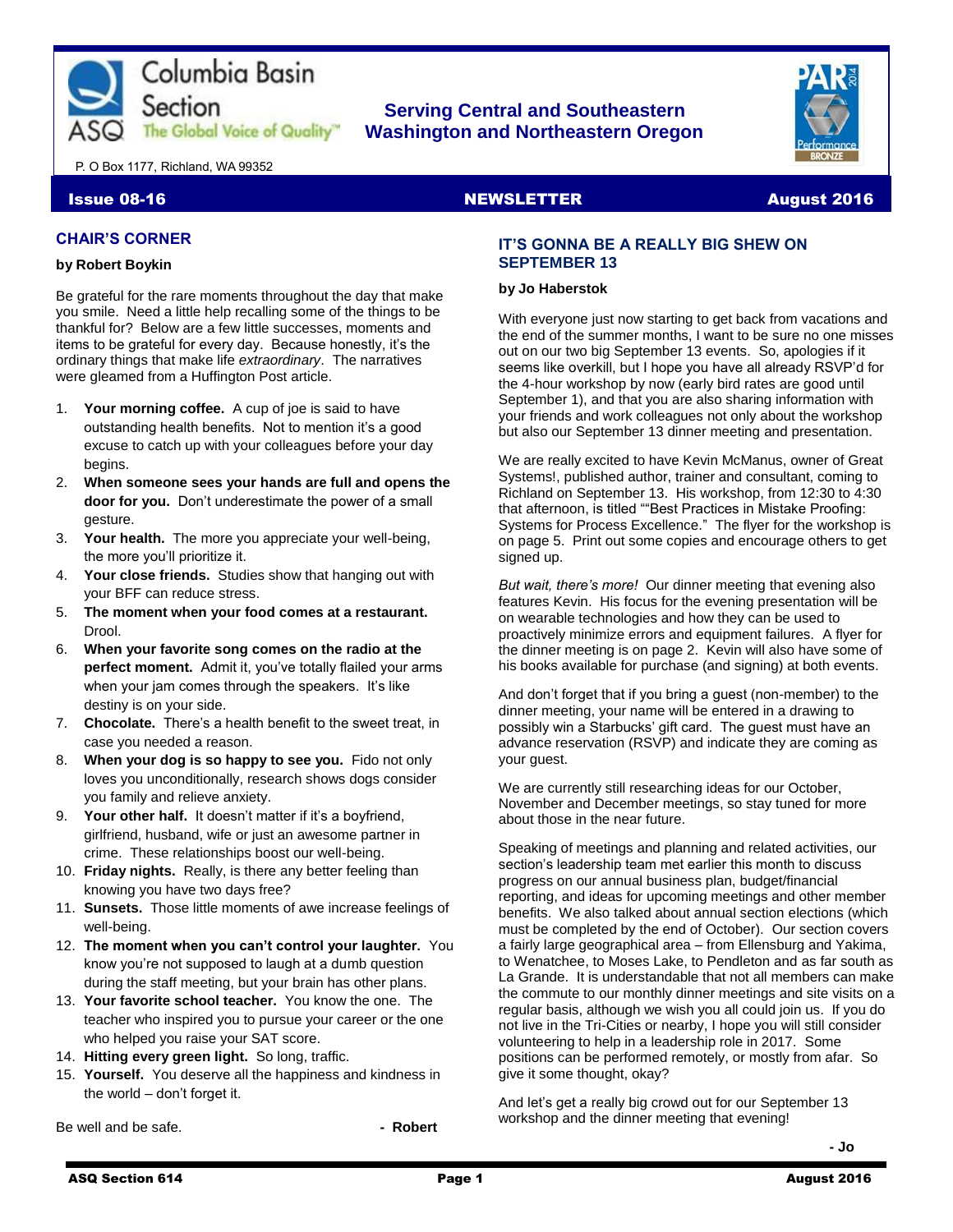# Columbia Basin Section

ASQ The Global Voice of Quality™

**Serving Central and Southeastern Washington and Northeastern Oregon**

P. O Box 1177, Richland, WA 99352

**Issue 08-16 — NEWSLETTER — August 2016**

## CHAIR'S CORNER

**by Robert Boykin**

Be grateful for the rare moments throughout the day that make you smile. Need a little help recalling some of the things to be thankful for? Below are a few little successes, moments and items to be grateful for every day. Because honestly, it's the ordinary things that make life *extraordinary*. The narratives were gleamed from a Huffington Post article.

1. **Your morning coffee.** A cup of joe is said to have outstanding health benefits. Not to mention it's a good excuse to catch up with your colleagues before your day begins.
2. **When someone sees your hands are full and opens the door for you.** Don't underestimate the power of a small gesture.
3. **Your health.** The more you appreciate your well-being, the more you'll prioritize it.
4. **Your close friends.** Studies show that hanging out with your BFF can reduce stress.
5. **The moment when your food comes at a restaurant.** Drool.
6. **When your favorite song comes on the radio at the perfect moment.** Admit it, you've totally flailed your arms when your jam comes through the speakers. It's like destiny is on your side.
7. **Chocolate.** There's a health benefit to the sweet treat, in case you needed a reason.
8. **When your dog is so happy to see you.** Fido not only loves you unconditionally, research shows dogs consider you family and relieve anxiety.
9. **Your other half.** It doesn't matter if it's a boyfriend, girlfriend, husband, wife or just an awesome partner in crime. These relationships boost our well-being.
10. **Friday nights.** Really, is there any better feeling than knowing you have two days free?
11. **Sunsets.** Those little moments of awe increase feelings of well-being.
12. **The moment when you can't control your laughter.** You know you're not supposed to laugh at a dumb question during the staff meeting, but your brain has other plans.
13. **Your favorite school teacher.** You know the one. The teacher who inspired you to pursue your career or the one who helped you raise your SAT score.
14. **Hitting every green light.** So long, traffic.
15. **Yourself.** You deserve all the happiness and kindness in the world – don't forget it.

Be well and be safe. **- Robert**

## IT'S GONNA BE A REALLY BIG SHEW ON SEPTEMBER 13

**by Jo Haberstok**

With everyone just now starting to get back from vacations and the end of the summer months, I want to be sure no one misses out on our two big September 13 events. So, apologies if it seems like overkill, but I hope you have all already RSVP'd for the 4-hour workshop by now (early bird rates are good until September 1), and that you are also sharing information with your friends and work colleagues not only about the workshop but also our September 13 dinner meeting and presentation.

We are really excited to have Kevin McManus, owner of Great Systems!, published author, trainer and consultant, coming to Richland on September 13. His workshop, from 12:30 to 4:30 that afternoon, is titled ""Best Practices in Mistake Proofing: Systems for Process Excellence." The flyer for the workshop is on page 5. Print out some copies and encourage others to get signed up.

*But wait, there's more!* Our dinner meeting that evening also features Kevin. His focus for the evening presentation will be on wearable technologies and how they can be used to proactively minimize errors and equipment failures. A flyer for the dinner meeting is on page 2. Kevin will also have some of his books available for purchase (and signing) at both events.

And don't forget that if you bring a guest (non-member) to the dinner meeting, your name will be entered in a drawing to possibly win a Starbucks' gift card. The guest must have an advance reservation (RSVP) and indicate they are coming as your guest.

We are currently still researching ideas for our October, November and December meetings, so stay tuned for more about those in the near future.

Speaking of meetings and planning and related activities, our section's leadership team met earlier this month to discuss progress on our annual business plan, budget/financial reporting, and ideas for upcoming meetings and other member benefits. We also talked about annual section elections (which must be completed by the end of October). Our section covers a fairly large geographical area – from Ellensburg and Yakima, to Wenatchee, to Moses Lake, to Pendleton and as far south as La Grande. It is understandable that not all members can make the commute to our monthly dinner meetings and site visits on a regular basis, although we wish you all could join us. If you do not live in the Tri-Cities or nearby, I hope you will still consider volunteering to help in a leadership role in 2017. Some positions can be performed remotely, or mostly from afar. So give it some thought, okay?

And let's get a really big crowd out for our September 13 workshop and the dinner meeting that evening!

**- Jo**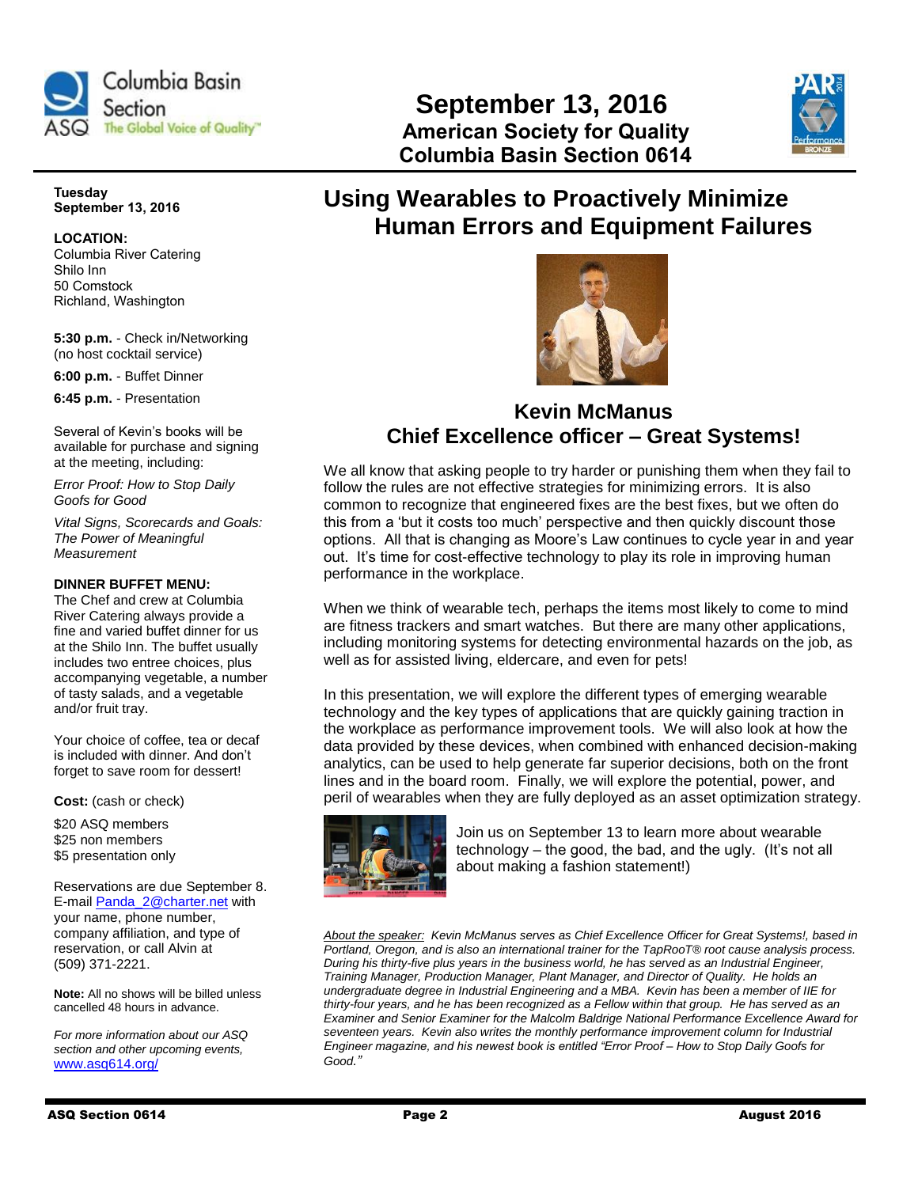# September 13, 2016

**American Society for Quality**
**Columbia Basin Section 0614**

**Tuesday**
**September 13, 2016**

**LOCATION:**
Columbia River Catering
Shilo Inn
50 Comstock
Richland, Washington

**5:30 p.m.** - Check in/Networking (no host cocktail service)

**6:00 p.m.** - Buffet Dinner

**6:45 p.m.** - Presentation

Several of Kevin's books will be available for purchase and signing at the meeting, including:

*Error Proof: How to Stop Daily Goofs for Good*

*Vital Signs, Scorecards and Goals: The Power of Meaningful Measurement*

**DINNER BUFFET MENU:**
The Chef and crew at Columbia River Catering always provide a fine and varied buffet dinner for us at the Shilo Inn. The buffet usually includes two entree choices, plus accompanying vegetable, a number of tasty salads, and a vegetable and/or fruit tray.

Your choice of coffee, tea or decaf is included with dinner. And don't forget to save room for dessert!

**Cost:** (cash or check)

$20 ASQ members
$25 non members
$5 presentation only

Reservations are due September 8. E-mail Panda_2@charter.net with your name, phone number, company affiliation, and type of reservation, or call Alvin at (509) 371-2221.

**Note:** All no shows will be billed unless cancelled 48 hours in advance.

*For more information about our ASQ section and other upcoming events,* www.asq614.org/

## Using Wearables to Proactively Minimize Human Errors and Equipment Failures

### Kevin McManus
### Chief Excellence officer – Great Systems!

We all know that asking people to try harder or punishing them when they fail to follow the rules are not effective strategies for minimizing errors. It is also common to recognize that engineered fixes are the best fixes, but we often do this from a 'but it costs too much' perspective and then quickly discount those options. All that is changing as Moore's Law continues to cycle year in and year out. It's time for cost-effective technology to play its role in improving human performance in the workplace.

When we think of wearable tech, perhaps the items most likely to come to mind are fitness trackers and smart watches. But there are many other applications, including monitoring systems for detecting environmental hazards on the job, as well as for assisted living, eldercare, and even for pets!

In this presentation, we will explore the different types of emerging wearable technology and the key types of applications that are quickly gaining traction in the workplace as performance improvement tools. We will also look at how the data provided by these devices, when combined with enhanced decision-making analytics, can be used to help generate far superior decisions, both on the front lines and in the board room. Finally, we will explore the potential, power, and peril of wearables when they are fully deployed as an asset optimization strategy.

Join us on September 13 to learn more about wearable technology – the good, the bad, and the ugly. (It's not all about making a fashion statement!)

*About the speaker: Kevin McManus serves as Chief Excellence Officer for Great Systems!, based in Portland, Oregon, and is also an international trainer for the TapRooT® root cause analysis process. During his thirty-five plus years in the business world, he has served as an Industrial Engineer, Training Manager, Production Manager, Plant Manager, and Director of Quality. He holds an undergraduate degree in Industrial Engineering and a MBA. Kevin has been a member of IIE for thirty-four years, and he has been recognized as a Fellow within that group. He has served as an Examiner and Senior Examiner for the Malcolm Baldrige National Performance Excellence Award for seventeen years. Kevin also writes the monthly performance improvement column for Industrial Engineer magazine, and his newest book is entitled "Error Proof – How to Stop Daily Goofs for Good."*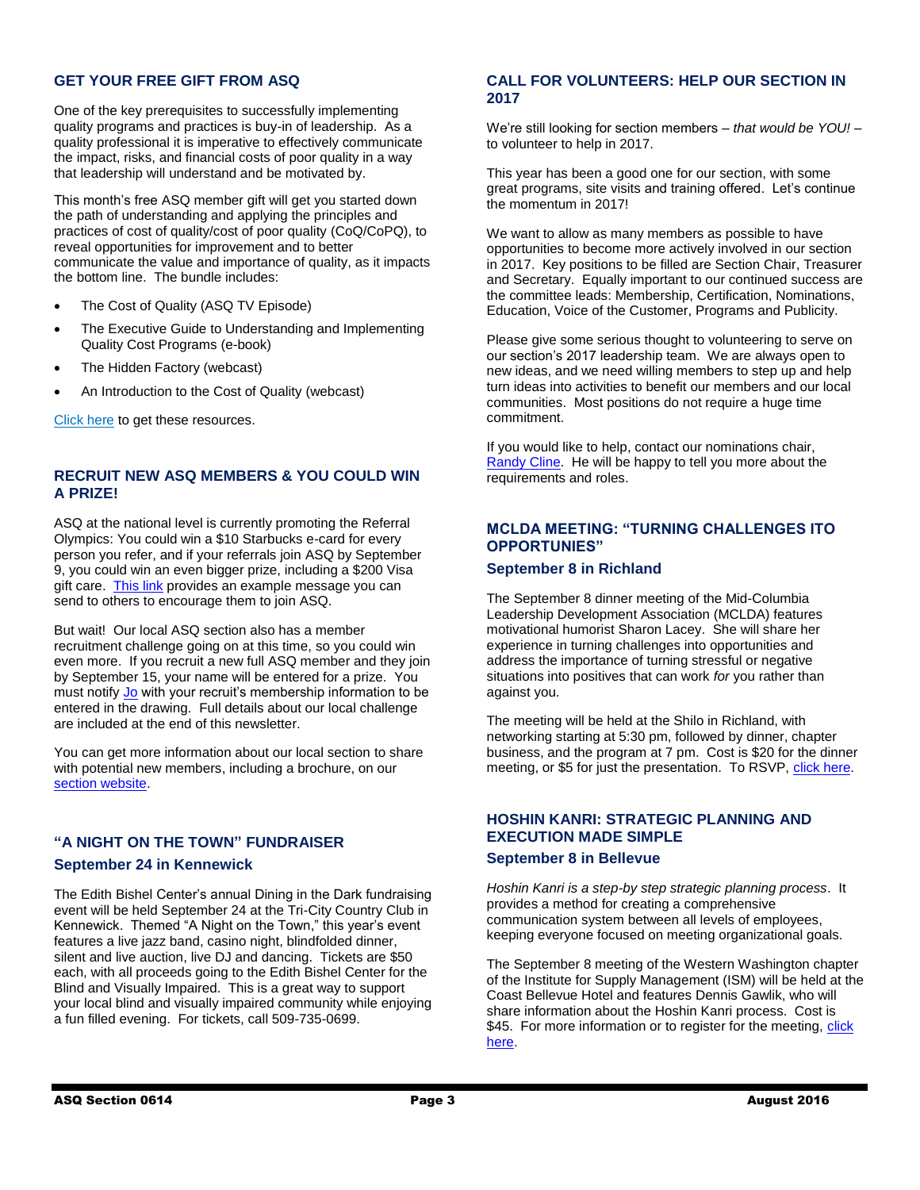## GET YOUR FREE GIFT FROM ASQ

One of the key prerequisites to successfully implementing quality programs and practices is buy-in of leadership. As a quality professional it is imperative to effectively communicate the impact, risks, and financial costs of poor quality in a way that leadership will understand and be motivated by.

This month's free ASQ member gift will get you started down the path of understanding and applying the principles and practices of cost of quality/cost of poor quality (CoQ/CoPQ), to reveal opportunities for improvement and to better communicate the value and importance of quality, as it impacts the bottom line. The bundle includes:

- The Cost of Quality (ASQ TV Episode)
- The Executive Guide to Understanding and Implementing Quality Cost Programs (e-book)
- The Hidden Factory (webcast)
- An Introduction to the Cost of Quality (webcast)

Click here to get these resources.

## RECRUIT NEW ASQ MEMBERS & YOU COULD WIN A PRIZE!

ASQ at the national level is currently promoting the Referral Olympics: You could win a $10 Starbucks e-card for every person you refer, and if your referrals join ASQ by September 9, you could win an even bigger prize, including a $200 Visa gift care. This link provides an example message you can send to others to encourage them to join ASQ.

But wait! Our local ASQ section also has a member recruitment challenge going on at this time, so you could win even more. If you recruit a new full ASQ member and they join by September 15, your name will be entered for a prize. You must notify Jo with your recruit's membership information to be entered in the drawing. Full details about our local challenge are included at the end of this newsletter.

You can get more information about our local section to share with potential new members, including a brochure, on our section website.

## "A NIGHT ON THE TOWN" FUNDRAISER

### September 24 in Kennewick

The Edith Bishel Center's annual Dining in the Dark fundraising event will be held September 24 at the Tri-City Country Club in Kennewick. Themed "A Night on the Town," this year's event features a live jazz band, casino night, blindfolded dinner, silent and live auction, live DJ and dancing. Tickets are $50 each, with all proceeds going to the Edith Bishel Center for the Blind and Visually Impaired. This is a great way to support your local blind and visually impaired community while enjoying a fun filled evening. For tickets, call 509-735-0699.

## CALL FOR VOLUNTEERS: HELP OUR SECTION IN 2017

We're still looking for section members – *that would be YOU!* – to volunteer to help in 2017.

This year has been a good one for our section, with some great programs, site visits and training offered. Let's continue the momentum in 2017!

We want to allow as many members as possible to have opportunities to become more actively involved in our section in 2017. Key positions to be filled are Section Chair, Treasurer and Secretary. Equally important to our continued success are the committee leads: Membership, Certification, Nominations, Education, Voice of the Customer, Programs and Publicity.

Please give some serious thought to volunteering to serve on our section's 2017 leadership team. We are always open to new ideas, and we need willing members to step up and help turn ideas into activities to benefit our members and our local communities. Most positions do not require a huge time commitment.

If you would like to help, contact our nominations chair, Randy Cline. He will be happy to tell you more about the requirements and roles.

## MCLDA MEETING: "TURNING CHALLENGES ITO OPPORTUNIES"

### September 8 in Richland

The September 8 dinner meeting of the Mid-Columbia Leadership Development Association (MCLDA) features motivational humorist Sharon Lacey. She will share her experience in turning challenges into opportunities and address the importance of turning stressful or negative situations into positives that can work *for* you rather than against you.

The meeting will be held at the Shilo in Richland, with networking starting at 5:30 pm, followed by dinner, chapter business, and the program at 7 pm. Cost is $20 for the dinner meeting, or $5 for just the presentation. To RSVP, click here.

## HOSHIN KANRI: STRATEGIC PLANNING AND EXECUTION MADE SIMPLE

### September 8 in Bellevue

*Hoshin Kanri is a step-by step strategic planning process*. It provides a method for creating a comprehensive communication system between all levels of employees, keeping everyone focused on meeting organizational goals.

The September 8 meeting of the Western Washington chapter of the Institute for Supply Management (ISM) will be held at the Coast Bellevue Hotel and features Dennis Gawlik, who will share information about the Hoshin Kanri process. Cost is $45. For more information or to register for the meeting, click here.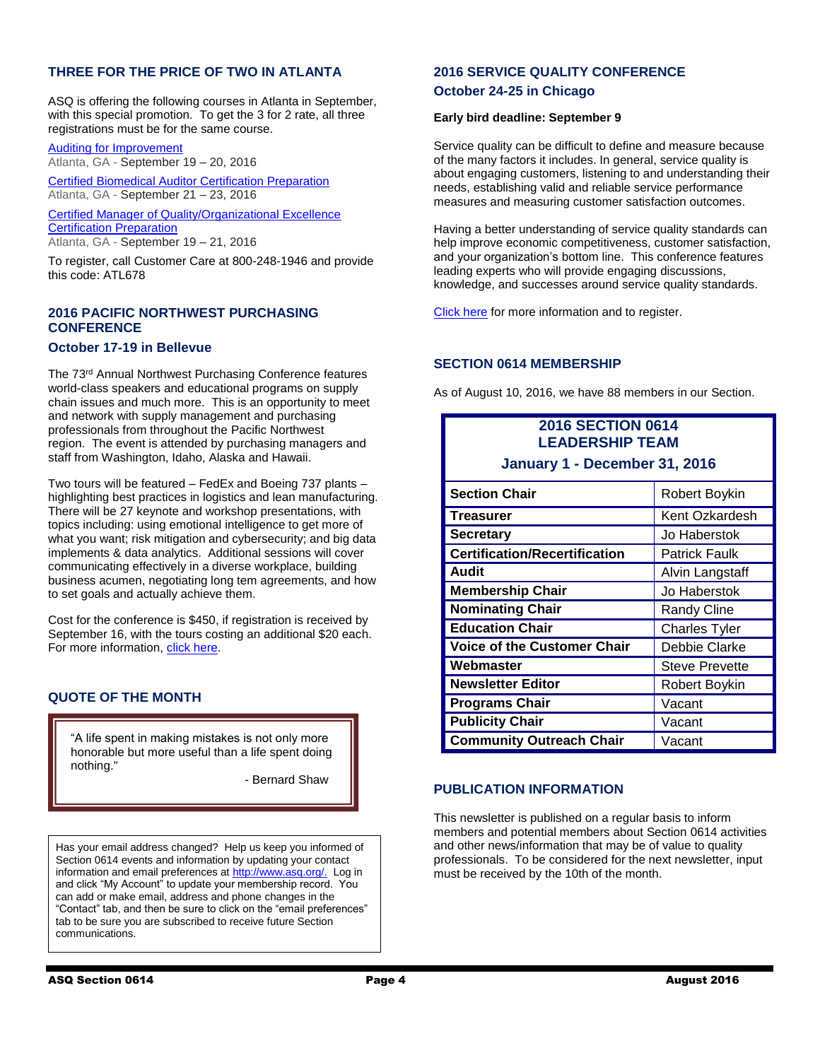## THREE FOR THE PRICE OF TWO IN ATLANTA

ASQ is offering the following courses in Atlanta in September, with this special promotion. To get the 3 for 2 rate, all three registrations must be for the same course.

Auditing for Improvement
Atlanta, GA - September 19 – 20, 2016

Certified Biomedical Auditor Certification Preparation
Atlanta, GA - September 21 – 23, 2016

Certified Manager of Quality/Organizational Excellence Certification Preparation
Atlanta, GA - September 19 – 21, 2016

To register, call Customer Care at 800-248-1946 and provide this code: ATL678

## 2016 PACIFIC NORTHWEST PURCHASING CONFERENCE

### October 17-19 in Bellevue

The 73rd Annual Northwest Purchasing Conference features world-class speakers and educational programs on supply chain issues and much more. This is an opportunity to meet and network with supply management and purchasing professionals from throughout the Pacific Northwest region. The event is attended by purchasing managers and staff from Washington, Idaho, Alaska and Hawaii.

Two tours will be featured – FedEx and Boeing 737 plants – highlighting best practices in logistics and lean manufacturing. There will be 27 keynote and workshop presentations, with topics including: using emotional intelligence to get more of what you want; risk mitigation and cybersecurity; and big data implements & data analytics. Additional sessions will cover communicating effectively in a diverse workplace, building business acumen, negotiating long tem agreements, and how to set goals and actually achieve them.

Cost for the conference is $450, if registration is received by September 16, with the tours costing an additional $20 each. For more information, click here.

## QUOTE OF THE MONTH

"A life spent in making mistakes is not only more honorable but more useful than a life spent doing nothing."

- Bernard Shaw

Has your email address changed? Help us keep you informed of Section 0614 events and information by updating your contact information and email preferences at http://www.asq.org/. Log in and click "My Account" to update your membership record. You can add or make email, address and phone changes in the "Contact" tab, and then be sure to click on the "email preferences" tab to be sure you are subscribed to receive future Section communications.

## 2016 SERVICE QUALITY CONFERENCE

### October 24-25 in Chicago

**Early bird deadline: September 9**

Service quality can be difficult to define and measure because of the many factors it includes. In general, service quality is about engaging customers, listening to and understanding their needs, establishing valid and reliable service performance measures and measuring customer satisfaction outcomes.

Having a better understanding of service quality standards can help improve economic competitiveness, customer satisfaction, and your organization's bottom line. This conference features leading experts who will provide engaging discussions, knowledge, and successes around service quality standards.

Click here for more information and to register.

## SECTION 0614 MEMBERSHIP

As of August 10, 2016, we have 88 members in our Section.

**2016 SECTION 0614 LEADERSHIP TEAM**
**January 1 - December 31, 2016**

| Position | Name |
|---|---|
| **Section Chair** | Robert Boykin |
| **Treasurer** | Kent Ozkardesh |
| **Secretary** | Jo Haberstok |
| **Certification/Recertification** | Patrick Faulk |
| **Audit** | Alvin Langstaff |
| **Membership Chair** | Jo Haberstok |
| **Nominating Chair** | Randy Cline |
| **Education Chair** | Charles Tyler |
| **Voice of the Customer Chair** | Debbie Clarke |
| **Webmaster** | Steve Prevette |
| **Newsletter Editor** | Robert Boykin |
| **Programs Chair** | Vacant |
| **Publicity Chair** | Vacant |
| **Community Outreach Chair** | Vacant |

## PUBLICATION INFORMATION

This newsletter is published on a regular basis to inform members and potential members about Section 0614 activities and other news/information that may be of value to quality professionals. To be considered for the next newsletter, input must be received by the 10th of the month.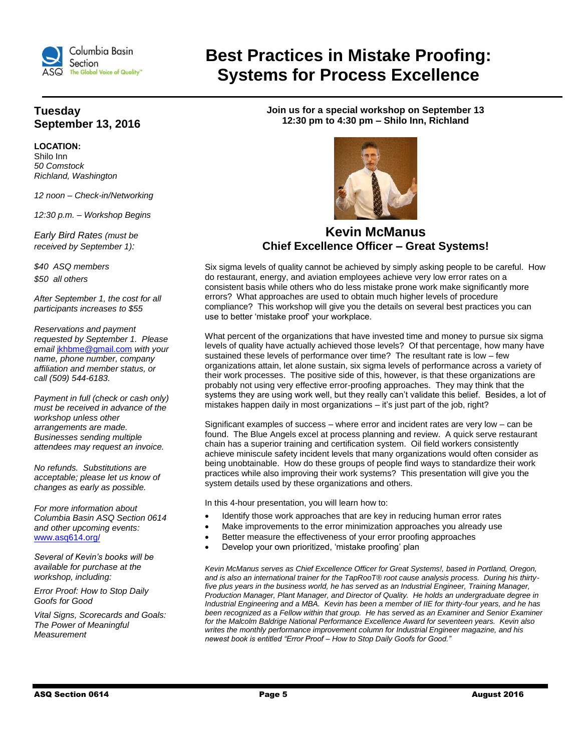# Best Practices in Mistake Proofing: Systems for Process Excellence

## Tuesday September 13, 2016

**LOCATION:**
Shilo Inn
*50 Comstock*
*Richland, Washington*

*12 noon – Check-in/Networking*

*12:30 p.m. – Workshop Begins*

*Early Bird Rates (must be received by September 1):*

*$40 ASQ members*
*$50 all others*

*After September 1, the cost for all participants increases to $55*

*Reservations and payment requested by September 1. Please email* jkhbme@gmail.com *with your name, phone number, company affiliation and member status, or call (509) 544-6183.*

*Payment in full (check or cash only) must be received in advance of the workshop unless other arrangements are made. Businesses sending multiple attendees may request an invoice.*

*No refunds. Substitutions are acceptable; please let us know of changes as early as possible.*

*For more information about Columbia Basin ASQ Section 0614 and other upcoming events:* www.asq614.org/

*Several of Kevin's books will be available for purchase at the workshop, including:*

*Error Proof: How to Stop Daily Goofs for Good*

*Vital Signs, Scorecards and Goals: The Power of Meaningful Measurement*

**Join us for a special workshop on September 13**
**12:30 pm to 4:30 pm – Shilo Inn, Richland**

## Kevin McManus
### Chief Excellence Officer – Great Systems!

Six sigma levels of quality cannot be achieved by simply asking people to be careful. How do restaurant, energy, and aviation employees achieve very low error rates on a consistent basis while others who do less mistake prone work make significantly more errors? What approaches are used to obtain much higher levels of procedure compliance? This workshop will give you the details on several best practices you can use to better 'mistake proof' your workplace.

What percent of the organizations that have invested time and money to pursue six sigma levels of quality have actually achieved those levels? Of that percentage, how many have sustained these levels of performance over time? The resultant rate is low – few organizations attain, let alone sustain, six sigma levels of performance across a variety of their work processes. The positive side of this, however, is that these organizations are probably not using very effective error-proofing approaches. They may think that the systems they are using work well, but they really can't validate this belief. Besides, a lot of mistakes happen daily in most organizations – it's just part of the job, right?

Significant examples of success – where error and incident rates are very low – can be found. The Blue Angels excel at process planning and review. A quick serve restaurant chain has a superior training and certification system. Oil field workers consistently achieve miniscule safety incident levels that many organizations would often consider as being unobtainable. How do these groups of people find ways to standardize their work practices while also improving their work systems? This presentation will give you the system details used by these organizations and others.

In this 4-hour presentation, you will learn how to:

- Identify those work approaches that are key in reducing human error rates
- Make improvements to the error minimization approaches you already use
- Better measure the effectiveness of your error proofing approaches
- Develop your own prioritized, 'mistake proofing' plan

*Kevin McManus serves as Chief Excellence Officer for Great Systems!, based in Portland, Oregon, and is also an international trainer for the TapRooT® root cause analysis process. During his thirty-five plus years in the business world, he has served as an Industrial Engineer, Training Manager, Production Manager, Plant Manager, and Director of Quality. He holds an undergraduate degree in Industrial Engineering and a MBA. Kevin has been a member of IIE for thirty-four years, and he has been recognized as a Fellow within that group. He has served as an Examiner and Senior Examiner for the Malcolm Baldrige National Performance Excellence Award for seventeen years. Kevin also writes the monthly performance improvement column for Industrial Engineer magazine, and his newest book is entitled "Error Proof – How to Stop Daily Goofs for Good."*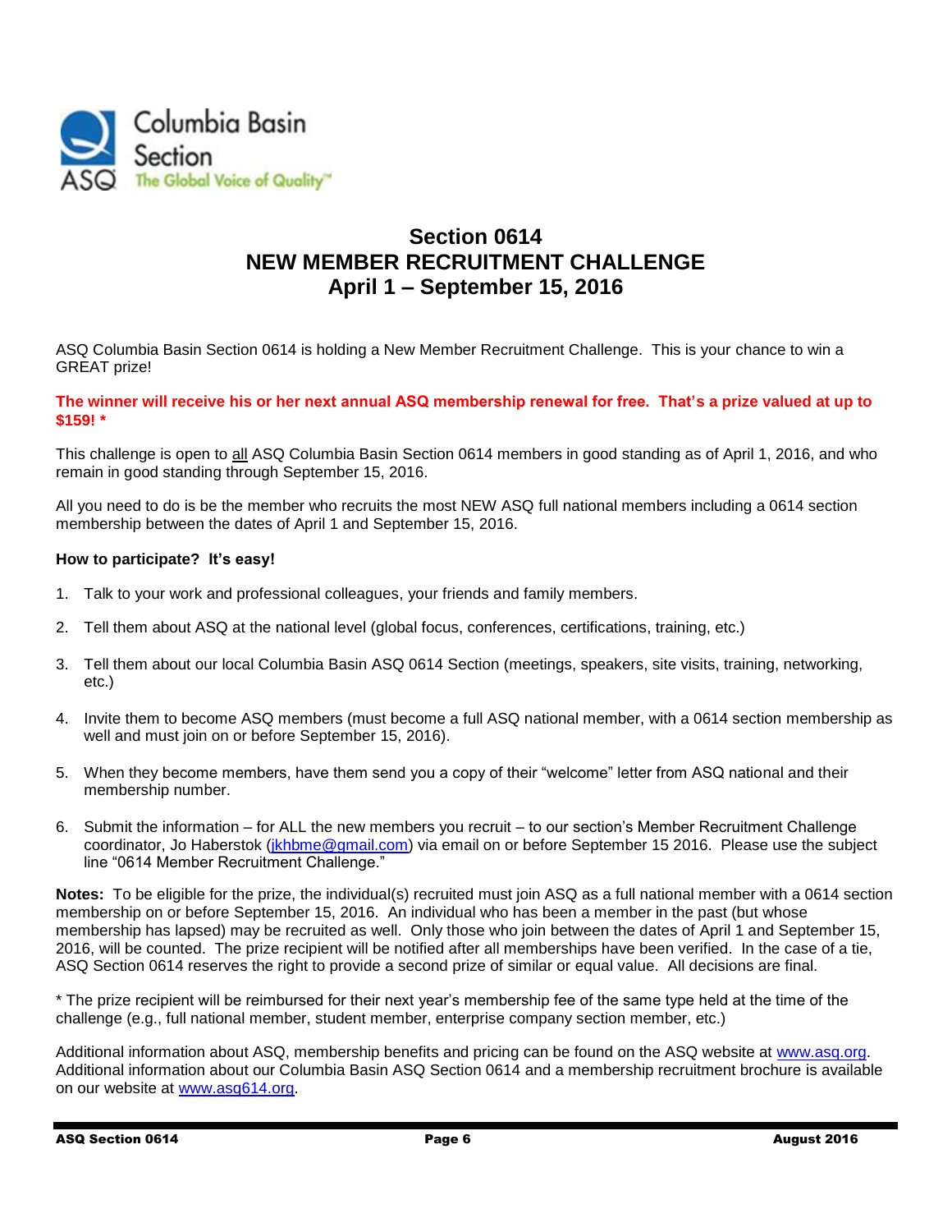Columbia Basin Section

ASQ The Global Voice of Quality™

# Section 0614
# NEW MEMBER RECRUITMENT CHALLENGE
# April 1 – September 15, 2016

ASQ Columbia Basin Section 0614 is holding a New Member Recruitment Challenge. This is your chance to win a GREAT prize!

**The winner will receive his or her next annual ASQ membership renewal for free. That's a prize valued at up to $159! ***

This challenge is open to all ASQ Columbia Basin Section 0614 members in good standing as of April 1, 2016, and who remain in good standing through September 15, 2016.

All you need to do is be the member who recruits the most NEW ASQ full national members including a 0614 section membership between the dates of April 1 and September 15, 2016.

**How to participate? It's easy!**

1. Talk to your work and professional colleagues, your friends and family members.
2. Tell them about ASQ at the national level (global focus, conferences, certifications, training, etc.)
3. Tell them about our local Columbia Basin ASQ 0614 Section (meetings, speakers, site visits, training, networking, etc.)
4. Invite them to become ASQ members (must become a full ASQ national member, with a 0614 section membership as well and must join on or before September 15, 2016).
5. When they become members, have them send you a copy of their "welcome" letter from ASQ national and their membership number.
6. Submit the information – for ALL the new members you recruit – to our section's Member Recruitment Challenge coordinator, Jo Haberstok (jkhbme@gmail.com) via email on or before September 15 2016. Please use the subject line "0614 Member Recruitment Challenge."

**Notes:** To be eligible for the prize, the individual(s) recruited must join ASQ as a full national member with a 0614 section membership on or before September 15, 2016. An individual who has been a member in the past (but whose membership has lapsed) may be recruited as well. Only those who join between the dates of April 1 and September 15, 2016, will be counted. The prize recipient will be notified after all memberships have been verified. In the case of a tie, ASQ Section 0614 reserves the right to provide a second prize of similar or equal value. All decisions are final.

* The prize recipient will be reimbursed for their next year's membership fee of the same type held at the time of the challenge (e.g., full national member, student member, enterprise company section member, etc.)

Additional information about ASQ, membership benefits and pricing can be found on the ASQ website at www.asq.org. Additional information about our Columbia Basin ASQ Section 0614 and a membership recruitment brochure is available on our website at www.asq614.org.